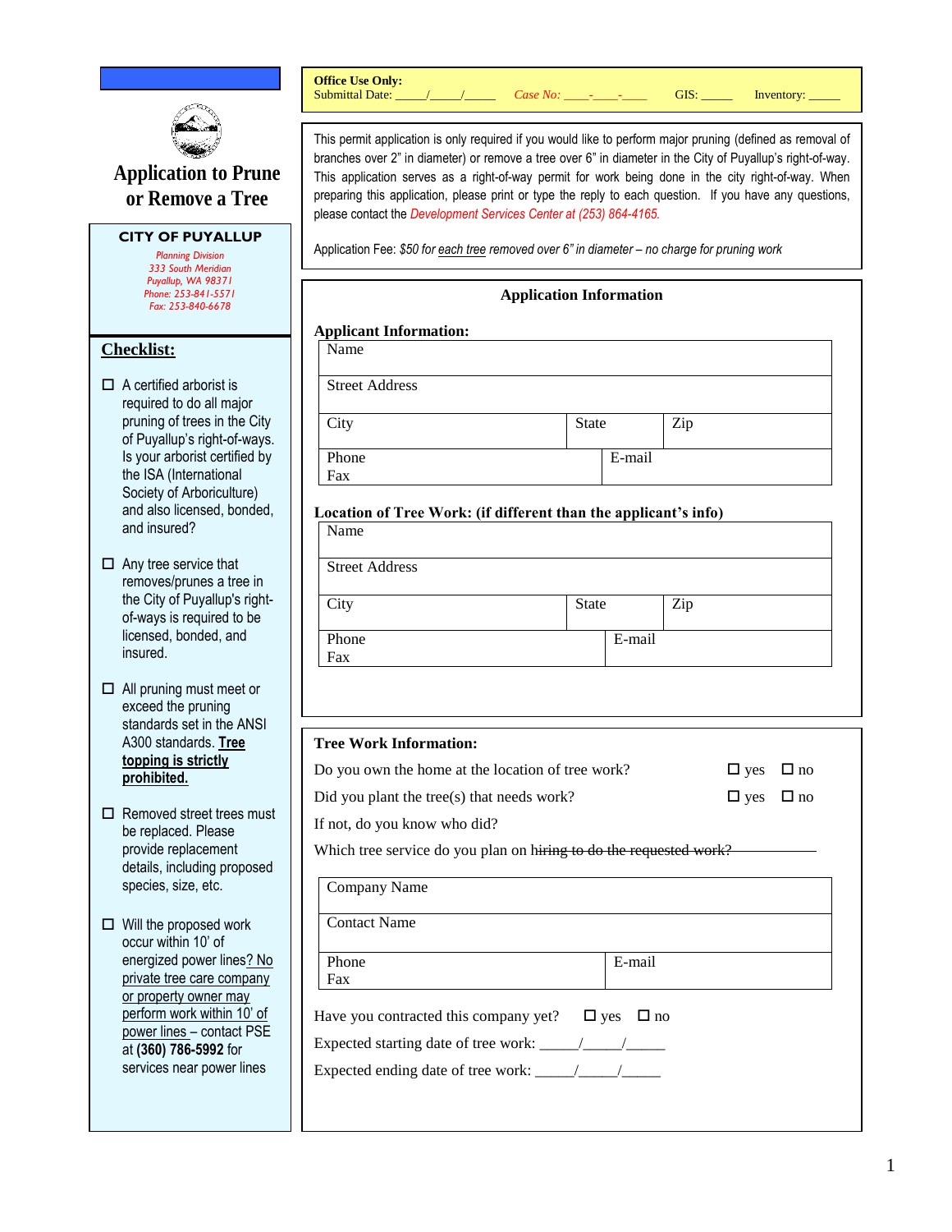# Application to Prune or Remove a Tree

**CITY OF PUYALLUP**

*Planning Division*
*333 South Meridian*
*Puyallup, WA 98371*
*Phone: 253-841-5571*
*Fax: 253-840-6678*

**Office Use Only:**
Submittal Date: _____/_____/_____ *Case No: ____-____-____* GIS: _____ Inventory: _____

This permit application is only required if you would like to perform major pruning (defined as removal of branches over 2" in diameter) or remove a tree over 6" in diameter in the City of Puyallup's right-of-way. This application serves as a right-of-way permit for work being done in the city right-of-way. When preparing this application, please print or type the reply to each question. If you have any questions, please contact the *Development Services Center at (253) 864-4165.*

Application Fee: *$50 for each tree removed over 6" in diameter – no charge for pruning work*

## Checklist:

- ☐ A certified arborist is required to do all major pruning of trees in the City of Puyallup's right-of-ways. Is your arborist certified by the ISA (International Society of Arboriculture) and also licensed, bonded, and insured?
- ☐ Any tree service that removes/prunes a tree in the City of Puyallup's right-of-ways is required to be licensed, bonded, and insured.
- ☐ All pruning must meet or exceed the pruning standards set in the ANSI A300 standards. **Tree topping is strictly prohibited.**
- ☐ Removed street trees must be replaced. Please provide replacement details, including proposed species, size, etc.
- ☐ Will the proposed work occur within 10' of energized power lines? No private tree care company or property owner may perform work within 10' of power lines – contact PSE at **(360) 786-5992** for services near power lines

## Application Information

**Applicant Information:**

| Name | | |
|---|---|---|
| Street Address | | |
| City | State | Zip |
| Phone<br>Fax | E-mail | |

**Location of Tree Work: (if different than the applicant's info)**

| Name | | |
|---|---|---|
| Street Address | | |
| City | State | Zip |
| Phone<br>Fax | E-mail | |

**Tree Work Information:**

Do you own the home at the location of tree work? ☐ yes ☐ no

Did you plant the tree(s) that needs work? ☐ yes ☐ no

If not, do you know who did?

Which tree service do you plan on hiring to do the requested work? ____________

| Company Name | |
|---|---|
| Contact Name | |
| Phone<br>Fax | E-mail |

Have you contracted this company yet? ☐ yes ☐ no

Expected starting date of tree work: _____/_____/_____

Expected ending date of tree work: _____/_____/_____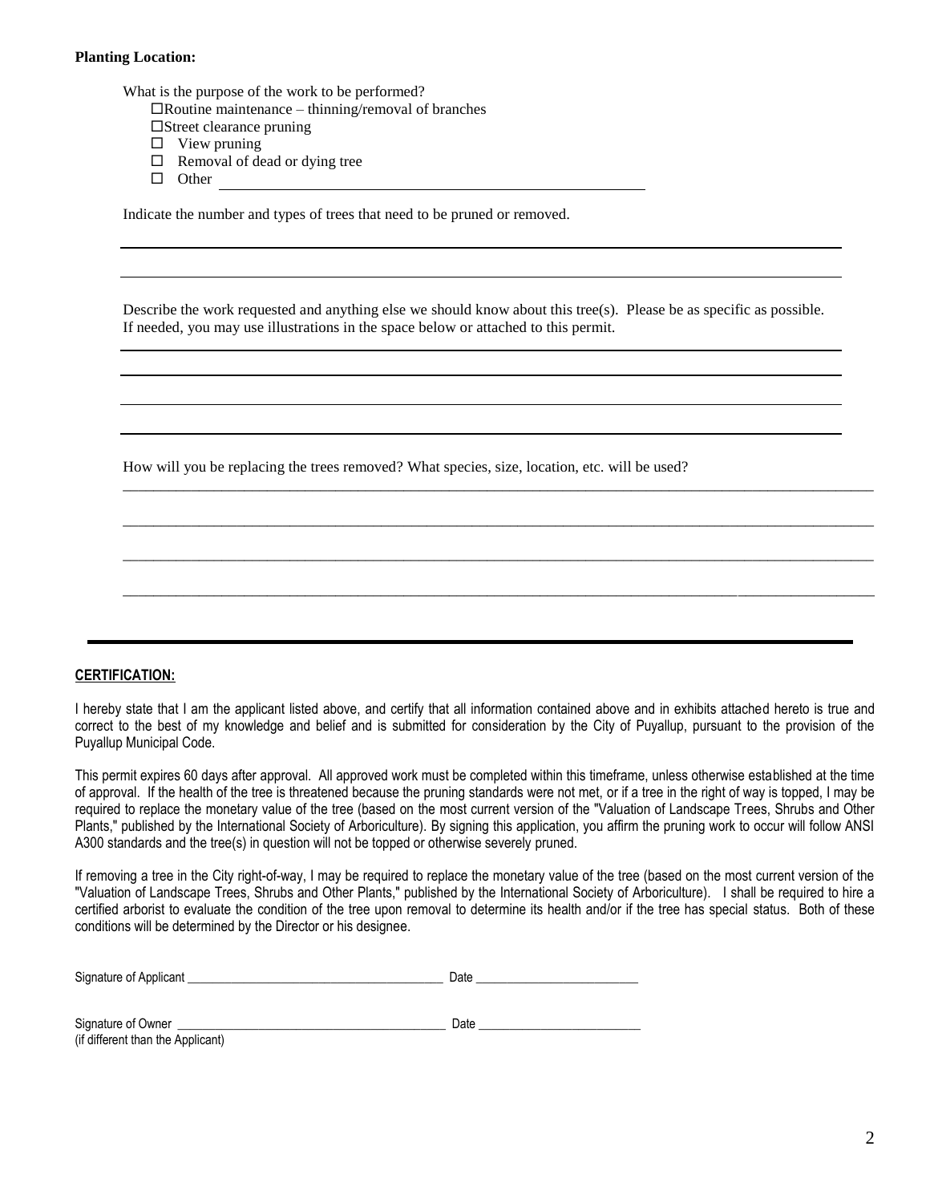**Planting Location:**

What is the purpose of the work to be performed?

- ☐Routine maintenance – thinning/removal of branches
- ☐Street clearance pruning
- ☐ View pruning
- ☐ Removal of dead or dying tree
- ☐ Other \_\_\_\_\_\_\_\_\_\_\_\_\_\_\_\_\_\_\_\_\_\_\_\_\_\_\_\_\_\_\_\_\_\_\_\_\_\_\_\_\_\_

Indicate the number and types of trees that need to be pruned or removed.

\_\_\_\_\_\_\_\_\_\_\_\_\_\_\_\_\_\_\_\_\_\_\_\_\_\_\_\_\_\_\_\_\_\_\_\_\_\_\_\_\_\_\_\_\_\_\_\_\_\_\_\_\_\_\_\_\_\_\_\_\_\_\_\_\_\_\_\_\_\_\_\_

\_\_\_\_\_\_\_\_\_\_\_\_\_\_\_\_\_\_\_\_\_\_\_\_\_\_\_\_\_\_\_\_\_\_\_\_\_\_\_\_\_\_\_\_\_\_\_\_\_\_\_\_\_\_\_\_\_\_\_\_\_\_\_\_\_\_\_\_\_\_\_\_

Describe the work requested and anything else we should know about this tree(s). Please be as specific as possible. If needed, you may use illustrations in the space below or attached to this permit.

\_\_\_\_\_\_\_\_\_\_\_\_\_\_\_\_\_\_\_\_\_\_\_\_\_\_\_\_\_\_\_\_\_\_\_\_\_\_\_\_\_\_\_\_\_\_\_\_\_\_\_\_\_\_\_\_\_\_\_\_\_\_\_\_\_\_\_\_\_\_\_\_

\_\_\_\_\_\_\_\_\_\_\_\_\_\_\_\_\_\_\_\_\_\_\_\_\_\_\_\_\_\_\_\_\_\_\_\_\_\_\_\_\_\_\_\_\_\_\_\_\_\_\_\_\_\_\_\_\_\_\_\_\_\_\_\_\_\_\_\_\_\_\_\_

\_\_\_\_\_\_\_\_\_\_\_\_\_\_\_\_\_\_\_\_\_\_\_\_\_\_\_\_\_\_\_\_\_\_\_\_\_\_\_\_\_\_\_\_\_\_\_\_\_\_\_\_\_\_\_\_\_\_\_\_\_\_\_\_\_\_\_\_\_\_\_\_

\_\_\_\_\_\_\_\_\_\_\_\_\_\_\_\_\_\_\_\_\_\_\_\_\_\_\_\_\_\_\_\_\_\_\_\_\_\_\_\_\_\_\_\_\_\_\_\_\_\_\_\_\_\_\_\_\_\_\_\_\_\_\_\_\_\_\_\_\_\_\_\_

How will you be replacing the trees removed? What species, size, location, etc. will be used?

\_\_\_\_\_\_\_\_\_\_\_\_\_\_\_\_\_\_\_\_\_\_\_\_\_\_\_\_\_\_\_\_\_\_\_\_\_\_\_\_\_\_\_\_\_\_\_\_\_\_\_\_\_\_\_\_\_\_\_\_\_\_\_\_\_\_\_\_\_\_\_\_

\_\_\_\_\_\_\_\_\_\_\_\_\_\_\_\_\_\_\_\_\_\_\_\_\_\_\_\_\_\_\_\_\_\_\_\_\_\_\_\_\_\_\_\_\_\_\_\_\_\_\_\_\_\_\_\_\_\_\_\_\_\_\_\_\_\_\_\_\_\_\_\_

\_\_\_\_\_\_\_\_\_\_\_\_\_\_\_\_\_\_\_\_\_\_\_\_\_\_\_\_\_\_\_\_\_\_\_\_\_\_\_\_\_\_\_\_\_\_\_\_\_\_\_\_\_\_\_\_\_\_\_\_\_\_\_\_\_\_\_\_\_\_\_\_

\_\_\_\_\_\_\_\_\_\_\_\_\_\_\_\_\_\_\_\_\_\_\_\_\_\_\_\_\_\_\_\_\_\_\_\_\_\_\_\_\_\_\_\_\_\_\_\_\_\_\_\_\_\_\_\_\_\_\_\_\_\_\_\_\_\_\_\_\_\_\_\_

---

**CERTIFICATION:**

I hereby state that I am the applicant listed above, and certify that all information contained above and in exhibits attached hereto is true and correct to the best of my knowledge and belief and is submitted for consideration by the City of Puyallup, pursuant to the provision of the Puyallup Municipal Code.

This permit expires 60 days after approval. All approved work must be completed within this timeframe, unless otherwise established at the time of approval. If the health of the tree is threatened because the pruning standards were not met, or if a tree in the right of way is topped, I may be required to replace the monetary value of the tree (based on the most current version of the "Valuation of Landscape Trees, Shrubs and Other Plants," published by the International Society of Arboriculture). By signing this application, you affirm the pruning work to occur will follow ANSI A300 standards and the tree(s) in question will not be topped or otherwise severely pruned.

If removing a tree in the City right-of-way, I may be required to replace the monetary value of the tree (based on the most current version of the "Valuation of Landscape Trees, Shrubs and Other Plants," published by the International Society of Arboriculture). I shall be required to hire a certified arborist to evaluate the condition of the tree upon removal to determine its health and/or if the tree has special status. Both of these conditions will be determined by the Director or his designee.

Signature of Applicant \_\_\_\_\_\_\_\_\_\_\_\_\_\_\_\_\_\_\_\_\_\_\_\_\_\_\_\_\_\_\_\_\_\_\_\_\_\_\_\_ Date \_\_\_\_\_\_\_\_\_\_\_\_\_\_\_\_\_\_\_\_\_\_\_\_\_\_

Signature of Owner \_\_\_\_\_\_\_\_\_\_\_\_\_\_\_\_\_\_\_\_\_\_\_\_\_\_\_\_\_\_\_\_\_\_\_\_\_\_\_\_\_\_ Date \_\_\_\_\_\_\_\_\_\_\_\_\_\_\_\_\_\_\_\_\_\_\_\_\_\_
(if different than the Applicant)